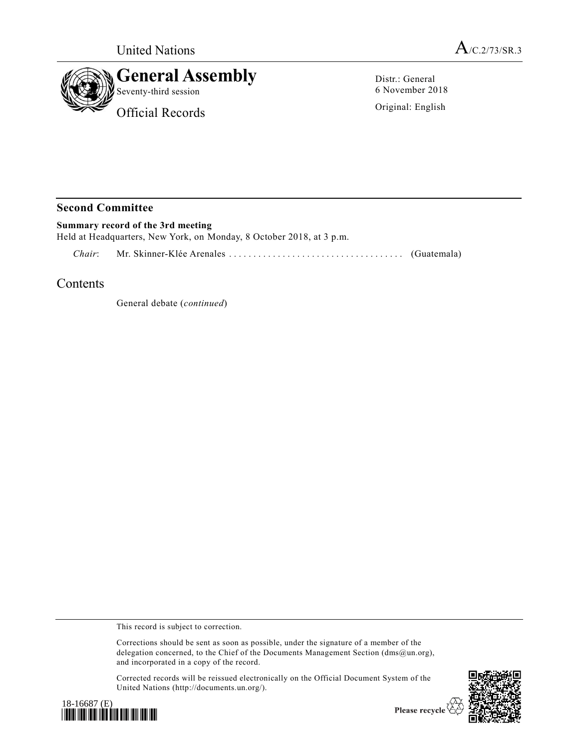United Nations

A/C.2/73/SR.3

# General Assembly

Seventy-third session

Official Records

Distr.: General
6 November 2018

Original: English

## Second Committee

**Summary record of the 3rd meeting**

Held at Headquarters, New York, on Monday, 8 October 2018, at 3 p.m.

*Chair*: Mr. Skinner-Klée Arenales .................................... (Guatemala)

## Contents

General debate (*continued*)

This record is subject to correction.

Corrections should be sent as soon as possible, under the signature of a member of the delegation concerned, to the Chief of the Documents Management Section (dms@un.org), and incorporated in a copy of the record.

Corrected records will be reissued electronically on the Official Document System of the United Nations (http://documents.un.org/).

18-16687 (E)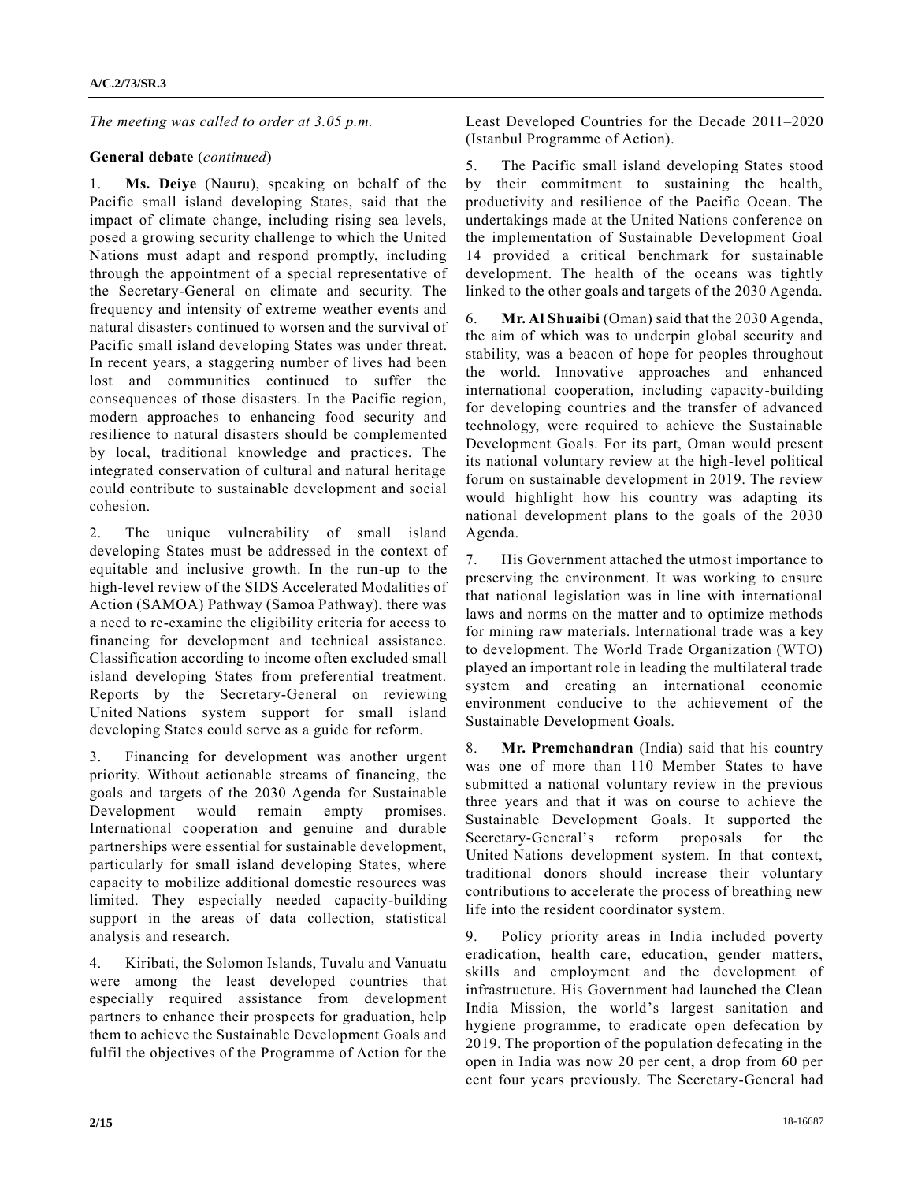*The meeting was called to order at 3.05 p.m.*

**General debate** (*continued*)

1. **Ms. Deiye** (Nauru), speaking on behalf of the Pacific small island developing States, said that the impact of climate change, including rising sea levels, posed a growing security challenge to which the United Nations must adapt and respond promptly, including through the appointment of a special representative of the Secretary-General on climate and security. The frequency and intensity of extreme weather events and natural disasters continued to worsen and the survival of Pacific small island developing States was under threat. In recent years, a staggering number of lives had been lost and communities continued to suffer the consequences of those disasters. In the Pacific region, modern approaches to enhancing food security and resilience to natural disasters should be complemented by local, traditional knowledge and practices. The integrated conservation of cultural and natural heritage could contribute to sustainable development and social cohesion.

2. The unique vulnerability of small island developing States must be addressed in the context of equitable and inclusive growth. In the run-up to the high-level review of the SIDS Accelerated Modalities of Action (SAMOA) Pathway (Samoa Pathway), there was a need to re-examine the eligibility criteria for access to financing for development and technical assistance. Classification according to income often excluded small island developing States from preferential treatment. Reports by the Secretary-General on reviewing United Nations system support for small island developing States could serve as a guide for reform.

3. Financing for development was another urgent priority. Without actionable streams of financing, the goals and targets of the 2030 Agenda for Sustainable Development would remain empty promises. International cooperation and genuine and durable partnerships were essential for sustainable development, particularly for small island developing States, where capacity to mobilize additional domestic resources was limited. They especially needed capacity-building support in the areas of data collection, statistical analysis and research.

4. Kiribati, the Solomon Islands, Tuvalu and Vanuatu were among the least developed countries that especially required assistance from development partners to enhance their prospects for graduation, help them to achieve the Sustainable Development Goals and fulfil the objectives of the Programme of Action for the Least Developed Countries for the Decade 2011–2020 (Istanbul Programme of Action).

5. The Pacific small island developing States stood by their commitment to sustaining the health, productivity and resilience of the Pacific Ocean. The undertakings made at the United Nations conference on the implementation of Sustainable Development Goal 14 provided a critical benchmark for sustainable development. The health of the oceans was tightly linked to the other goals and targets of the 2030 Agenda.

6. **Mr. Al Shuaibi** (Oman) said that the 2030 Agenda, the aim of which was to underpin global security and stability, was a beacon of hope for peoples throughout the world. Innovative approaches and enhanced international cooperation, including capacity-building for developing countries and the transfer of advanced technology, were required to achieve the Sustainable Development Goals. For its part, Oman would present its national voluntary review at the high-level political forum on sustainable development in 2019. The review would highlight how his country was adapting its national development plans to the goals of the 2030 Agenda.

7. His Government attached the utmost importance to preserving the environment. It was working to ensure that national legislation was in line with international laws and norms on the matter and to optimize methods for mining raw materials. International trade was a key to development. The World Trade Organization (WTO) played an important role in leading the multilateral trade system and creating an international economic environment conducive to the achievement of the Sustainable Development Goals.

8. **Mr. Premchandran** (India) said that his country was one of more than 110 Member States to have submitted a national voluntary review in the previous three years and that it was on course to achieve the Sustainable Development Goals. It supported the Secretary-General's reform proposals for the United Nations development system. In that context, traditional donors should increase their voluntary contributions to accelerate the process of breathing new life into the resident coordinator system.

9. Policy priority areas in India included poverty eradication, health care, education, gender matters, skills and employment and the development of infrastructure. His Government had launched the Clean India Mission, the world's largest sanitation and hygiene programme, to eradicate open defecation by 2019. The proportion of the population defecating in the open in India was now 20 per cent, a drop from 60 per cent four years previously. The Secretary-General had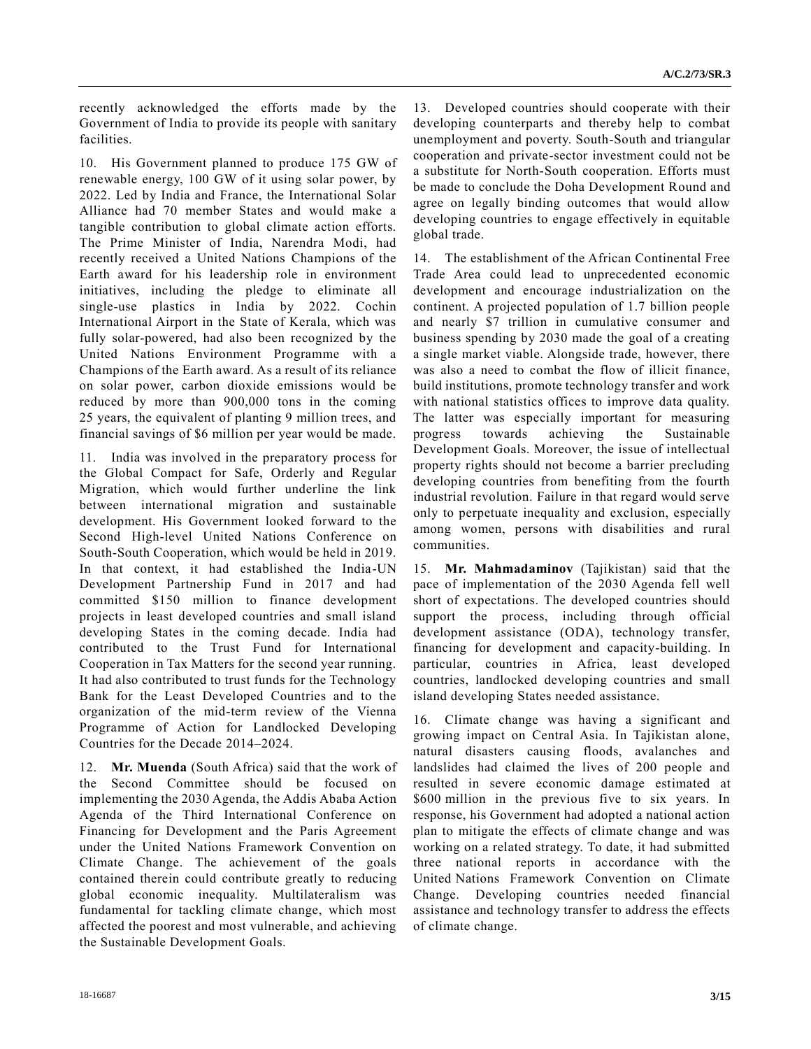recently acknowledged the efforts made by the Government of India to provide its people with sanitary facilities.

10. His Government planned to produce 175 GW of renewable energy, 100 GW of it using solar power, by 2022. Led by India and France, the International Solar Alliance had 70 member States and would make a tangible contribution to global climate action efforts. The Prime Minister of India, Narendra Modi, had recently received a United Nations Champions of the Earth award for his leadership role in environment initiatives, including the pledge to eliminate all single-use plastics in India by 2022. Cochin International Airport in the State of Kerala, which was fully solar-powered, had also been recognized by the United Nations Environment Programme with a Champions of the Earth award. As a result of its reliance on solar power, carbon dioxide emissions would be reduced by more than 900,000 tons in the coming 25 years, the equivalent of planting 9 million trees, and financial savings of $6 million per year would be made.

11. India was involved in the preparatory process for the Global Compact for Safe, Orderly and Regular Migration, which would further underline the link between international migration and sustainable development. His Government looked forward to the Second High-level United Nations Conference on South-South Cooperation, which would be held in 2019. In that context, it had established the India-UN Development Partnership Fund in 2017 and had committed $150 million to finance development projects in least developed countries and small island developing States in the coming decade. India had contributed to the Trust Fund for International Cooperation in Tax Matters for the second year running. It had also contributed to trust funds for the Technology Bank for the Least Developed Countries and to the organization of the mid-term review of the Vienna Programme of Action for Landlocked Developing Countries for the Decade 2014–2024.

12. **Mr. Muenda** (South Africa) said that the work of the Second Committee should be focused on implementing the 2030 Agenda, the Addis Ababa Action Agenda of the Third International Conference on Financing for Development and the Paris Agreement under the United Nations Framework Convention on Climate Change. The achievement of the goals contained therein could contribute greatly to reducing global economic inequality. Multilateralism was fundamental for tackling climate change, which most affected the poorest and most vulnerable, and achieving the Sustainable Development Goals.

13. Developed countries should cooperate with their developing counterparts and thereby help to combat unemployment and poverty. South-South and triangular cooperation and private-sector investment could not be a substitute for North-South cooperation. Efforts must be made to conclude the Doha Development Round and agree on legally binding outcomes that would allow developing countries to engage effectively in equitable global trade.

14. The establishment of the African Continental Free Trade Area could lead to unprecedented economic development and encourage industrialization on the continent. A projected population of 1.7 billion people and nearly $7 trillion in cumulative consumer and business spending by 2030 made the goal of a creating a single market viable. Alongside trade, however, there was also a need to combat the flow of illicit finance, build institutions, promote technology transfer and work with national statistics offices to improve data quality. The latter was especially important for measuring progress towards achieving the Sustainable Development Goals. Moreover, the issue of intellectual property rights should not become a barrier precluding developing countries from benefiting from the fourth industrial revolution. Failure in that regard would serve only to perpetuate inequality and exclusion, especially among women, persons with disabilities and rural communities.

15. **Mr. Mahmadaminov** (Tajikistan) said that the pace of implementation of the 2030 Agenda fell well short of expectations. The developed countries should support the process, including through official development assistance (ODA), technology transfer, financing for development and capacity-building. In particular, countries in Africa, least developed countries, landlocked developing countries and small island developing States needed assistance.

16. Climate change was having a significant and growing impact on Central Asia. In Tajikistan alone, natural disasters causing floods, avalanches and landslides had claimed the lives of 200 people and resulted in severe economic damage estimated at $600 million in the previous five to six years. In response, his Government had adopted a national action plan to mitigate the effects of climate change and was working on a related strategy. To date, it had submitted three national reports in accordance with the United Nations Framework Convention on Climate Change. Developing countries needed financial assistance and technology transfer to address the effects of climate change.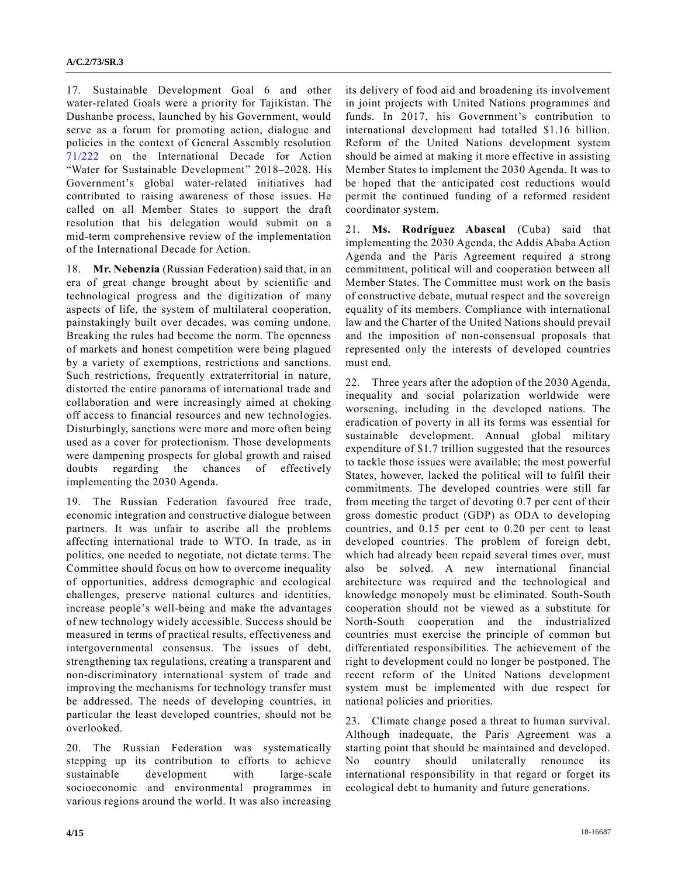17. Sustainable Development Goal 6 and other water-related Goals were a priority for Tajikistan. The Dushanbe process, launched by his Government, would serve as a forum for promoting action, dialogue and policies in the context of General Assembly resolution 71/222 on the International Decade for Action "Water for Sustainable Development" 2018–2028. His Government's global water-related initiatives had contributed to raising awareness of those issues. He called on all Member States to support the draft resolution that his delegation would submit on a mid-term comprehensive review of the implementation of the International Decade for Action.

18. **Mr. Nebenzia** (Russian Federation) said that, in an era of great change brought about by scientific and technological progress and the digitization of many aspects of life, the system of multilateral cooperation, painstakingly built over decades, was coming undone. Breaking the rules had become the norm. The openness of markets and honest competition were being plagued by a variety of exemptions, restrictions and sanctions. Such restrictions, frequently extraterritorial in nature, distorted the entire panorama of international trade and collaboration and were increasingly aimed at choking off access to financial resources and new technologies. Disturbingly, sanctions were more and more often being used as a cover for protectionism. Those developments were dampening prospects for global growth and raised doubts regarding the chances of effectively implementing the 2030 Agenda.

19. The Russian Federation favoured free trade, economic integration and constructive dialogue between partners. It was unfair to ascribe all the problems affecting international trade to WTO. In trade, as in politics, one needed to negotiate, not dictate terms. The Committee should focus on how to overcome inequality of opportunities, address demographic and ecological challenges, preserve national cultures and identities, increase people's well-being and make the advantages of new technology widely accessible. Success should be measured in terms of practical results, effectiveness and intergovernmental consensus. The issues of debt, strengthening tax regulations, creating a transparent and non-discriminatory international system of trade and improving the mechanisms for technology transfer must be addressed. The needs of developing countries, in particular the least developed countries, should not be overlooked.

20. The Russian Federation was systematically stepping up its contribution to efforts to achieve sustainable development with large-scale socioeconomic and environmental programmes in various regions around the world. It was also increasing its delivery of food aid and broadening its involvement in joint projects with United Nations programmes and funds. In 2017, his Government's contribution to international development had totalled $1.16 billion. Reform of the United Nations development system should be aimed at making it more effective in assisting Member States to implement the 2030 Agenda. It was to be hoped that the anticipated cost reductions would permit the continued funding of a reformed resident coordinator system.

21. **Ms. Rodríguez Abascal** (Cuba) said that implementing the 2030 Agenda, the Addis Ababa Action Agenda and the Paris Agreement required a strong commitment, political will and cooperation between all Member States. The Committee must work on the basis of constructive debate, mutual respect and the sovereign equality of its members. Compliance with international law and the Charter of the United Nations should prevail and the imposition of non-consensual proposals that represented only the interests of developed countries must end.

22. Three years after the adoption of the 2030 Agenda, inequality and social polarization worldwide were worsening, including in the developed nations. The eradication of poverty in all its forms was essential for sustainable development. Annual global military expenditure of $1.7 trillion suggested that the resources to tackle those issues were available; the most powerful States, however, lacked the political will to fulfil their commitments. The developed countries were still far from meeting the target of devoting 0.7 per cent of their gross domestic product (GDP) as ODA to developing countries, and 0.15 per cent to 0.20 per cent to least developed countries. The problem of foreign debt, which had already been repaid several times over, must also be solved. A new international financial architecture was required and the technological and knowledge monopoly must be eliminated. South-South cooperation should not be viewed as a substitute for North-South cooperation and the industrialized countries must exercise the principle of common but differentiated responsibilities. The achievement of the right to development could no longer be postponed. The recent reform of the United Nations development system must be implemented with due respect for national policies and priorities.

23. Climate change posed a threat to human survival. Although inadequate, the Paris Agreement was a starting point that should be maintained and developed. No country should unilaterally renounce its international responsibility in that regard or forget its ecological debt to humanity and future generations.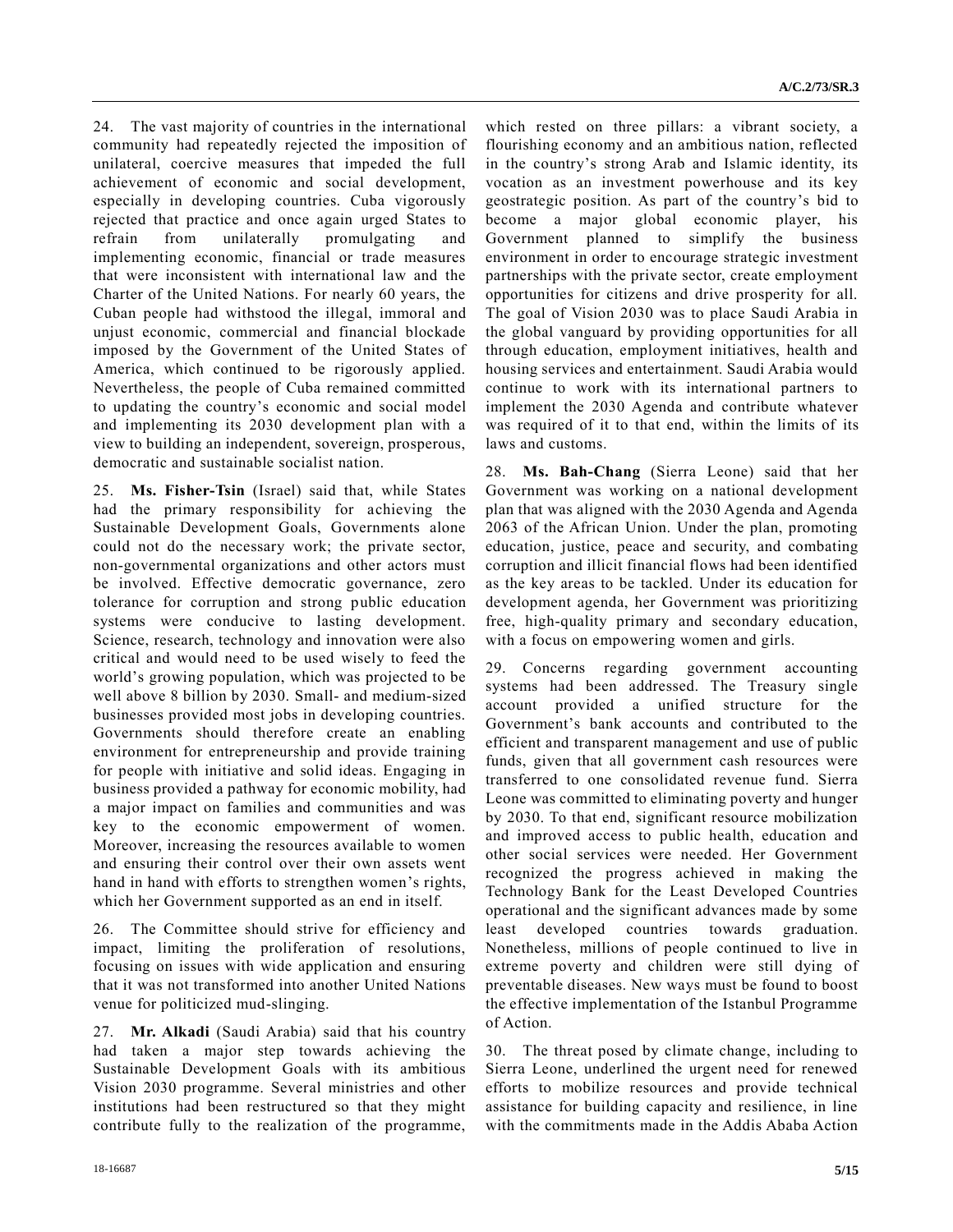24. The vast majority of countries in the international community had repeatedly rejected the imposition of unilateral, coercive measures that impeded the full achievement of economic and social development, especially in developing countries. Cuba vigorously rejected that practice and once again urged States to refrain from unilaterally promulgating and implementing economic, financial or trade measures that were inconsistent with international law and the Charter of the United Nations. For nearly 60 years, the Cuban people had withstood the illegal, immoral and unjust economic, commercial and financial blockade imposed by the Government of the United States of America, which continued to be rigorously applied. Nevertheless, the people of Cuba remained committed to updating the country's economic and social model and implementing its 2030 development plan with a view to building an independent, sovereign, prosperous, democratic and sustainable socialist nation.

25. **Ms. Fisher-Tsin** (Israel) said that, while States had the primary responsibility for achieving the Sustainable Development Goals, Governments alone could not do the necessary work; the private sector, non-governmental organizations and other actors must be involved. Effective democratic governance, zero tolerance for corruption and strong public education systems were conducive to lasting development. Science, research, technology and innovation were also critical and would need to be used wisely to feed the world's growing population, which was projected to be well above 8 billion by 2030. Small- and medium-sized businesses provided most jobs in developing countries. Governments should therefore create an enabling environment for entrepreneurship and provide training for people with initiative and solid ideas. Engaging in business provided a pathway for economic mobility, had a major impact on families and communities and was key to the economic empowerment of women. Moreover, increasing the resources available to women and ensuring their control over their own assets went hand in hand with efforts to strengthen women's rights, which her Government supported as an end in itself.

26. The Committee should strive for efficiency and impact, limiting the proliferation of resolutions, focusing on issues with wide application and ensuring that it was not transformed into another United Nations venue for politicized mud-slinging.

27. **Mr. Alkadi** (Saudi Arabia) said that his country had taken a major step towards achieving the Sustainable Development Goals with its ambitious Vision 2030 programme. Several ministries and other institutions had been restructured so that they might contribute fully to the realization of the programme, which rested on three pillars: a vibrant society, a flourishing economy and an ambitious nation, reflected in the country's strong Arab and Islamic identity, its vocation as an investment powerhouse and its key geostrategic position. As part of the country's bid to become a major global economic player, his Government planned to simplify the business environment in order to encourage strategic investment partnerships with the private sector, create employment opportunities for citizens and drive prosperity for all. The goal of Vision 2030 was to place Saudi Arabia in the global vanguard by providing opportunities for all through education, employment initiatives, health and housing services and entertainment. Saudi Arabia would continue to work with its international partners to implement the 2030 Agenda and contribute whatever was required of it to that end, within the limits of its laws and customs.

28. **Ms. Bah-Chang** (Sierra Leone) said that her Government was working on a national development plan that was aligned with the 2030 Agenda and Agenda 2063 of the African Union. Under the plan, promoting education, justice, peace and security, and combating corruption and illicit financial flows had been identified as the key areas to be tackled. Under its education for development agenda, her Government was prioritizing free, high-quality primary and secondary education, with a focus on empowering women and girls.

29. Concerns regarding government accounting systems had been addressed. The Treasury single account provided a unified structure for the Government's bank accounts and contributed to the efficient and transparent management and use of public funds, given that all government cash resources were transferred to one consolidated revenue fund. Sierra Leone was committed to eliminating poverty and hunger by 2030. To that end, significant resource mobilization and improved access to public health, education and other social services were needed. Her Government recognized the progress achieved in making the Technology Bank for the Least Developed Countries operational and the significant advances made by some least developed countries towards graduation. Nonetheless, millions of people continued to live in extreme poverty and children were still dying of preventable diseases. New ways must be found to boost the effective implementation of the Istanbul Programme of Action.

30. The threat posed by climate change, including to Sierra Leone, underlined the urgent need for renewed efforts to mobilize resources and provide technical assistance for building capacity and resilience, in line with the commitments made in the Addis Ababa Action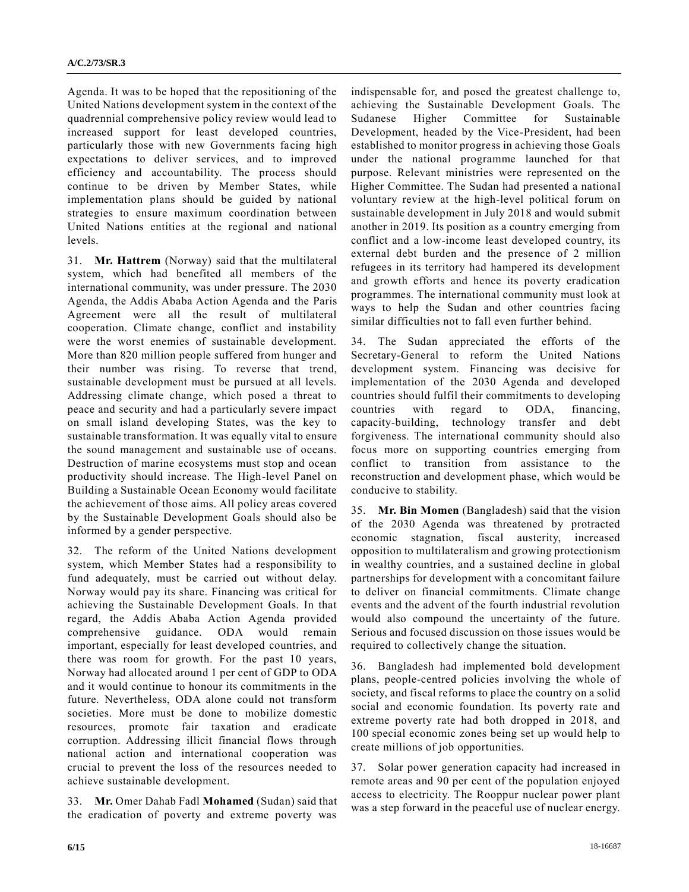Agenda. It was to be hoped that the repositioning of the United Nations development system in the context of the quadrennial comprehensive policy review would lead to increased support for least developed countries, particularly those with new Governments facing high expectations to deliver services, and to improved efficiency and accountability. The process should continue to be driven by Member States, while implementation plans should be guided by national strategies to ensure maximum coordination between United Nations entities at the regional and national levels.

31. **Mr. Hattrem** (Norway) said that the multilateral system, which had benefited all members of the international community, was under pressure. The 2030 Agenda, the Addis Ababa Action Agenda and the Paris Agreement were all the result of multilateral cooperation. Climate change, conflict and instability were the worst enemies of sustainable development. More than 820 million people suffered from hunger and their number was rising. To reverse that trend, sustainable development must be pursued at all levels. Addressing climate change, which posed a threat to peace and security and had a particularly severe impact on small island developing States, was the key to sustainable transformation. It was equally vital to ensure the sound management and sustainable use of oceans. Destruction of marine ecosystems must stop and ocean productivity should increase. The High-level Panel on Building a Sustainable Ocean Economy would facilitate the achievement of those aims. All policy areas covered by the Sustainable Development Goals should also be informed by a gender perspective.

32. The reform of the United Nations development system, which Member States had a responsibility to fund adequately, must be carried out without delay. Norway would pay its share. Financing was critical for achieving the Sustainable Development Goals. In that regard, the Addis Ababa Action Agenda provided comprehensive guidance. ODA would remain important, especially for least developed countries, and there was room for growth. For the past 10 years, Norway had allocated around 1 per cent of GDP to ODA and it would continue to honour its commitments in the future. Nevertheless, ODA alone could not transform societies. More must be done to mobilize domestic resources, promote fair taxation and eradicate corruption. Addressing illicit financial flows through national action and international cooperation was crucial to prevent the loss of the resources needed to achieve sustainable development.

33. **Mr.** Omer Dahab Fadl **Mohamed** (Sudan) said that the eradication of poverty and extreme poverty was indispensable for, and posed the greatest challenge to, achieving the Sustainable Development Goals. The Sudanese Higher Committee for Sustainable Development, headed by the Vice-President, had been established to monitor progress in achieving those Goals under the national programme launched for that purpose. Relevant ministries were represented on the Higher Committee. The Sudan had presented a national voluntary review at the high-level political forum on sustainable development in July 2018 and would submit another in 2019. Its position as a country emerging from conflict and a low-income least developed country, its external debt burden and the presence of 2 million refugees in its territory had hampered its development and growth efforts and hence its poverty eradication programmes. The international community must look at ways to help the Sudan and other countries facing similar difficulties not to fall even further behind.

34. The Sudan appreciated the efforts of the Secretary-General to reform the United Nations development system. Financing was decisive for implementation of the 2030 Agenda and developed countries should fulfil their commitments to developing countries with regard to ODA, financing, capacity-building, technology transfer and debt forgiveness. The international community should also focus more on supporting countries emerging from conflict to transition from assistance to the reconstruction and development phase, which would be conducive to stability.

35. **Mr. Bin Momen** (Bangladesh) said that the vision of the 2030 Agenda was threatened by protracted economic stagnation, fiscal austerity, increased opposition to multilateralism and growing protectionism in wealthy countries, and a sustained decline in global partnerships for development with a concomitant failure to deliver on financial commitments. Climate change events and the advent of the fourth industrial revolution would also compound the uncertainty of the future. Serious and focused discussion on those issues would be required to collectively change the situation.

36. Bangladesh had implemented bold development plans, people-centred policies involving the whole of society, and fiscal reforms to place the country on a solid social and economic foundation. Its poverty rate and extreme poverty rate had both dropped in 2018, and 100 special economic zones being set up would help to create millions of job opportunities.

37. Solar power generation capacity had increased in remote areas and 90 per cent of the population enjoyed access to electricity. The Rooppur nuclear power plant was a step forward in the peaceful use of nuclear energy.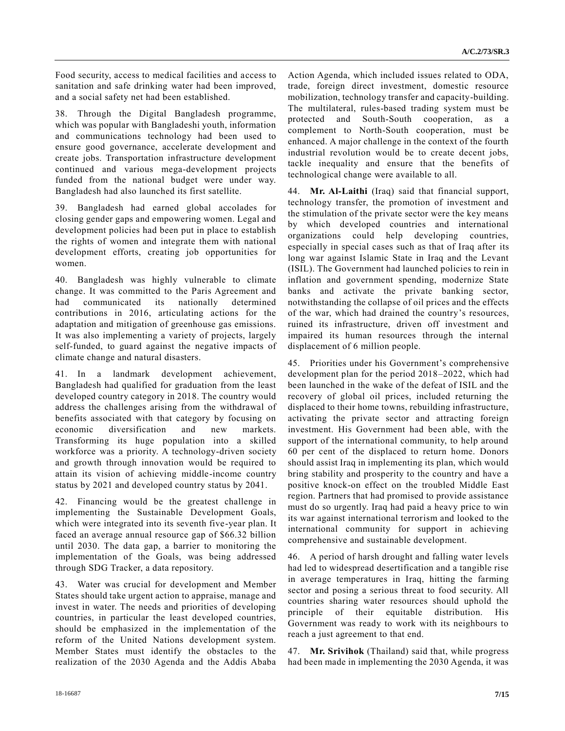Food security, access to medical facilities and access to sanitation and safe drinking water had been improved, and a social safety net had been established.

38. Through the Digital Bangladesh programme, which was popular with Bangladeshi youth, information and communications technology had been used to ensure good governance, accelerate development and create jobs. Transportation infrastructure development continued and various mega-development projects funded from the national budget were under way. Bangladesh had also launched its first satellite.

39. Bangladesh had earned global accolades for closing gender gaps and empowering women. Legal and development policies had been put in place to establish the rights of women and integrate them with national development efforts, creating job opportunities for women.

40. Bangladesh was highly vulnerable to climate change. It was committed to the Paris Agreement and had communicated its nationally determined contributions in 2016, articulating actions for the adaptation and mitigation of greenhouse gas emissions. It was also implementing a variety of projects, largely self-funded, to guard against the negative impacts of climate change and natural disasters.

41. In a landmark development achievement, Bangladesh had qualified for graduation from the least developed country category in 2018. The country would address the challenges arising from the withdrawal of benefits associated with that category by focusing on economic diversification and new markets. Transforming its huge population into a skilled workforce was a priority. A technology-driven society and growth through innovation would be required to attain its vision of achieving middle-income country status by 2021 and developed country status by 2041.

42. Financing would be the greatest challenge in implementing the Sustainable Development Goals, which were integrated into its seventh five-year plan. It faced an average annual resource gap of $66.32 billion until 2030. The data gap, a barrier to monitoring the implementation of the Goals, was being addressed through SDG Tracker, a data repository.

43. Water was crucial for development and Member States should take urgent action to appraise, manage and invest in water. The needs and priorities of developing countries, in particular the least developed countries, should be emphasized in the implementation of the reform of the United Nations development system. Member States must identify the obstacles to the realization of the 2030 Agenda and the Addis Ababa Action Agenda, which included issues related to ODA, trade, foreign direct investment, domestic resource mobilization, technology transfer and capacity-building. The multilateral, rules-based trading system must be protected and South-South cooperation, as a complement to North-South cooperation, must be enhanced. A major challenge in the context of the fourth industrial revolution would be to create decent jobs, tackle inequality and ensure that the benefits of technological change were available to all.

44. **Mr. Al-Laithi** (Iraq) said that financial support, technology transfer, the promotion of investment and the stimulation of the private sector were the key means by which developed countries and international organizations could help developing countries, especially in special cases such as that of Iraq after its long war against Islamic State in Iraq and the Levant (ISIL). The Government had launched policies to rein in inflation and government spending, modernize State banks and activate the private banking sector, notwithstanding the collapse of oil prices and the effects of the war, which had drained the country's resources, ruined its infrastructure, driven off investment and impaired its human resources through the internal displacement of 6 million people.

45. Priorities under his Government's comprehensive development plan for the period 2018–2022, which had been launched in the wake of the defeat of ISIL and the recovery of global oil prices, included returning the displaced to their home towns, rebuilding infrastructure, activating the private sector and attracting foreign investment. His Government had been able, with the support of the international community, to help around 60 per cent of the displaced to return home. Donors should assist Iraq in implementing its plan, which would bring stability and prosperity to the country and have a positive knock-on effect on the troubled Middle East region. Partners that had promised to provide assistance must do so urgently. Iraq had paid a heavy price to win its war against international terrorism and looked to the international community for support in achieving comprehensive and sustainable development.

46. A period of harsh drought and falling water levels had led to widespread desertification and a tangible rise in average temperatures in Iraq, hitting the farming sector and posing a serious threat to food security. All countries sharing water resources should uphold the principle of their equitable distribution. His Government was ready to work with its neighbours to reach a just agreement to that end.

47. **Mr. Srivihok** (Thailand) said that, while progress had been made in implementing the 2030 Agenda, it was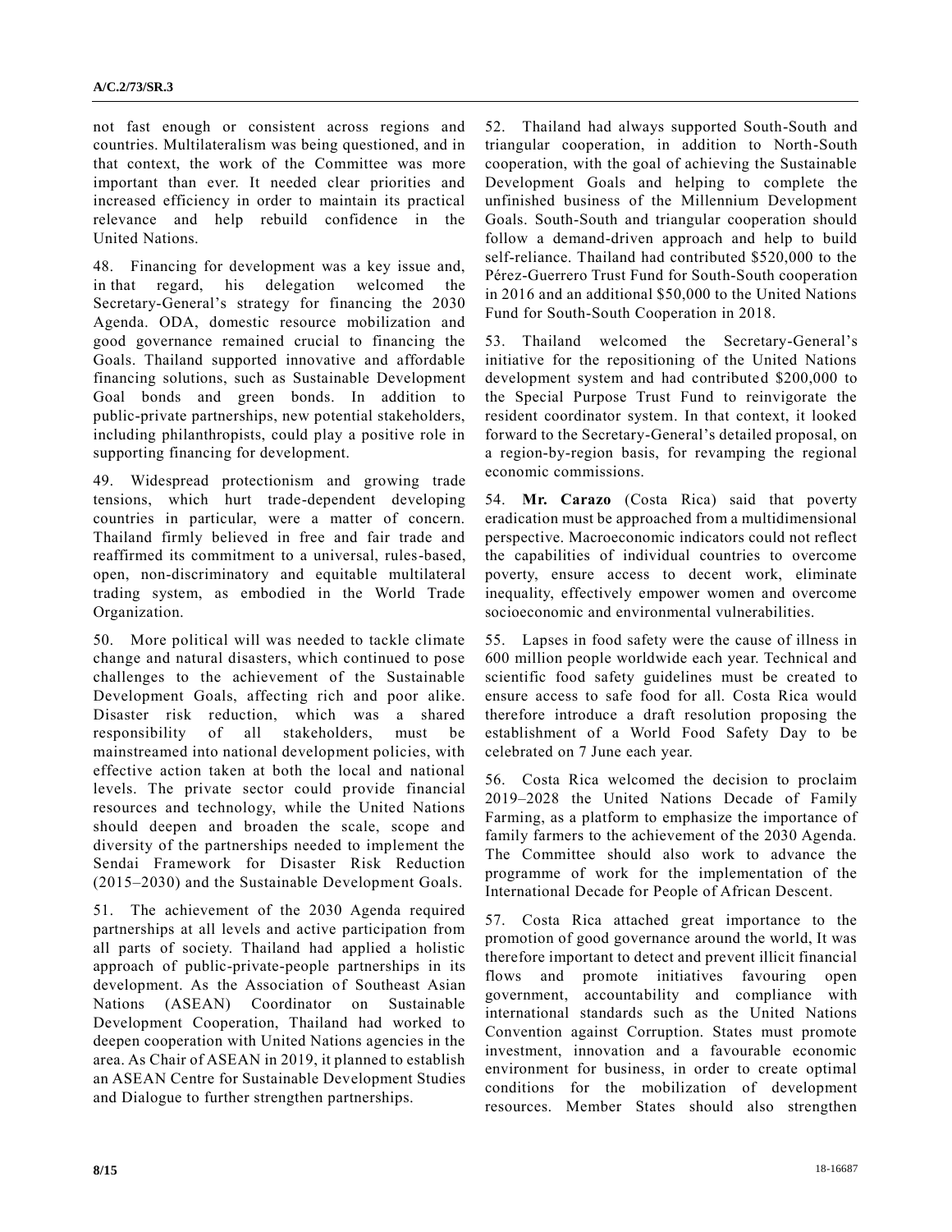not fast enough or consistent across regions and countries. Multilateralism was being questioned, and in that context, the work of the Committee was more important than ever. It needed clear priorities and increased efficiency in order to maintain its practical relevance and help rebuild confidence in the United Nations.

48. Financing for development was a key issue and, in that regard, his delegation welcomed the Secretary-General's strategy for financing the 2030 Agenda. ODA, domestic resource mobilization and good governance remained crucial to financing the Goals. Thailand supported innovative and affordable financing solutions, such as Sustainable Development Goal bonds and green bonds. In addition to public-private partnerships, new potential stakeholders, including philanthropists, could play a positive role in supporting financing for development.

49. Widespread protectionism and growing trade tensions, which hurt trade-dependent developing countries in particular, were a matter of concern. Thailand firmly believed in free and fair trade and reaffirmed its commitment to a universal, rules-based, open, non-discriminatory and equitable multilateral trading system, as embodied in the World Trade Organization.

50. More political will was needed to tackle climate change and natural disasters, which continued to pose challenges to the achievement of the Sustainable Development Goals, affecting rich and poor alike. Disaster risk reduction, which was a shared responsibility of all stakeholders, must be mainstreamed into national development policies, with effective action taken at both the local and national levels. The private sector could provide financial resources and technology, while the United Nations should deepen and broaden the scale, scope and diversity of the partnerships needed to implement the Sendai Framework for Disaster Risk Reduction (2015–2030) and the Sustainable Development Goals.

51. The achievement of the 2030 Agenda required partnerships at all levels and active participation from all parts of society. Thailand had applied a holistic approach of public-private-people partnerships in its development. As the Association of Southeast Asian Nations (ASEAN) Coordinator on Sustainable Development Cooperation, Thailand had worked to deepen cooperation with United Nations agencies in the area. As Chair of ASEAN in 2019, it planned to establish an ASEAN Centre for Sustainable Development Studies and Dialogue to further strengthen partnerships.

52. Thailand had always supported South-South and triangular cooperation, in addition to North-South cooperation, with the goal of achieving the Sustainable Development Goals and helping to complete the unfinished business of the Millennium Development Goals. South-South and triangular cooperation should follow a demand-driven approach and help to build self-reliance. Thailand had contributed $520,000 to the Pérez-Guerrero Trust Fund for South-South cooperation in 2016 and an additional $50,000 to the United Nations Fund for South-South Cooperation in 2018.

53. Thailand welcomed the Secretary-General's initiative for the repositioning of the United Nations development system and had contributed $200,000 to the Special Purpose Trust Fund to reinvigorate the resident coordinator system. In that context, it looked forward to the Secretary-General's detailed proposal, on a region-by-region basis, for revamping the regional economic commissions.

54. **Mr. Carazo** (Costa Rica) said that poverty eradication must be approached from a multidimensional perspective. Macroeconomic indicators could not reflect the capabilities of individual countries to overcome poverty, ensure access to decent work, eliminate inequality, effectively empower women and overcome socioeconomic and environmental vulnerabilities.

55. Lapses in food safety were the cause of illness in 600 million people worldwide each year. Technical and scientific food safety guidelines must be created to ensure access to safe food for all. Costa Rica would therefore introduce a draft resolution proposing the establishment of a World Food Safety Day to be celebrated on 7 June each year.

56. Costa Rica welcomed the decision to proclaim 2019–2028 the United Nations Decade of Family Farming, as a platform to emphasize the importance of family farmers to the achievement of the 2030 Agenda. The Committee should also work to advance the programme of work for the implementation of the International Decade for People of African Descent.

57. Costa Rica attached great importance to the promotion of good governance around the world, It was therefore important to detect and prevent illicit financial flows and promote initiatives favouring open government, accountability and compliance with international standards such as the United Nations Convention against Corruption. States must promote investment, innovation and a favourable economic environment for business, in order to create optimal conditions for the mobilization of development resources. Member States should also strengthen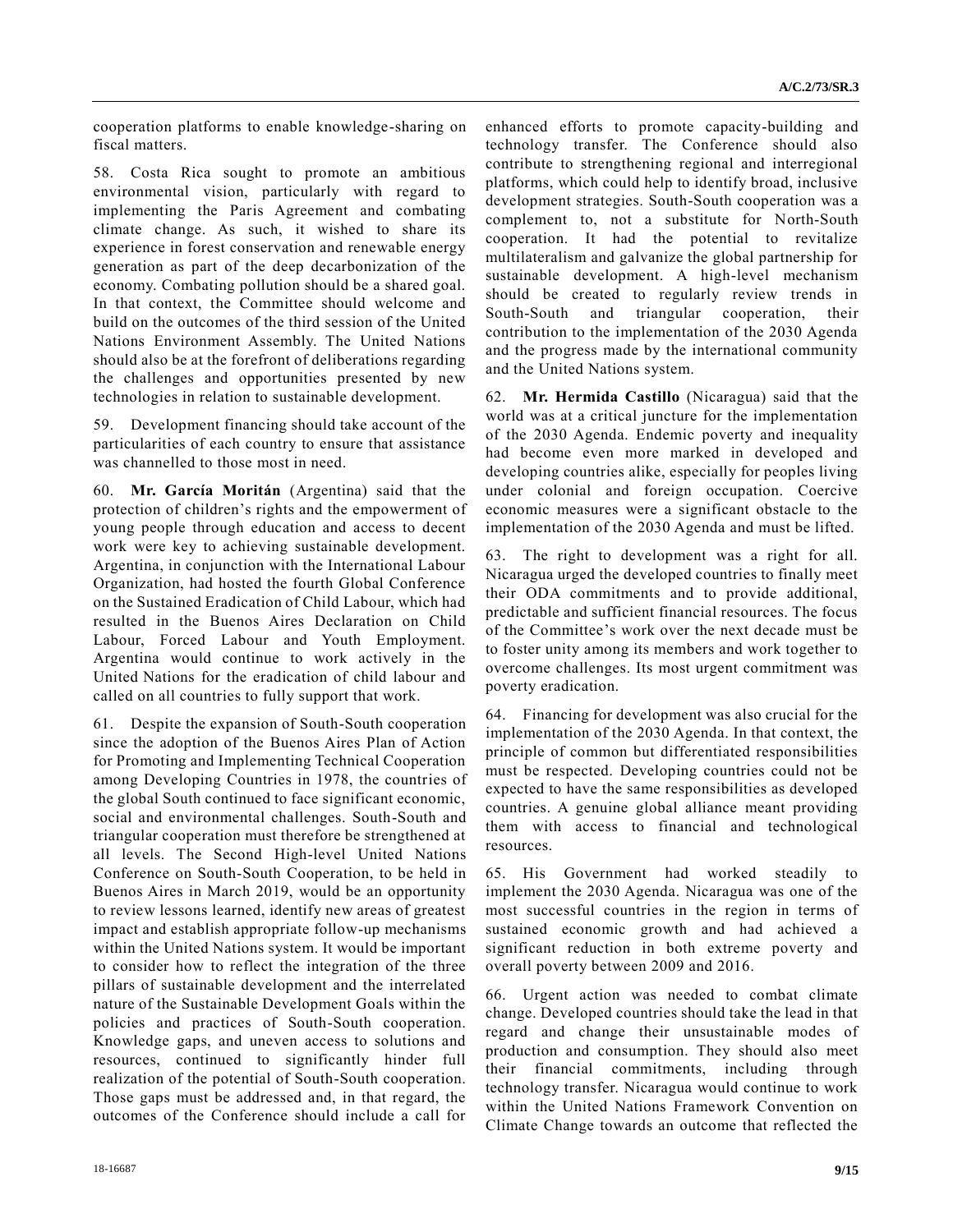cooperation platforms to enable knowledge-sharing on fiscal matters.

58. Costa Rica sought to promote an ambitious environmental vision, particularly with regard to implementing the Paris Agreement and combating climate change. As such, it wished to share its experience in forest conservation and renewable energy generation as part of the deep decarbonization of the economy. Combating pollution should be a shared goal. In that context, the Committee should welcome and build on the outcomes of the third session of the United Nations Environment Assembly. The United Nations should also be at the forefront of deliberations regarding the challenges and opportunities presented by new technologies in relation to sustainable development.

59. Development financing should take account of the particularities of each country to ensure that assistance was channelled to those most in need.

60. **Mr. García Moritán** (Argentina) said that the protection of children's rights and the empowerment of young people through education and access to decent work were key to achieving sustainable development. Argentina, in conjunction with the International Labour Organization, had hosted the fourth Global Conference on the Sustained Eradication of Child Labour, which had resulted in the Buenos Aires Declaration on Child Labour, Forced Labour and Youth Employment. Argentina would continue to work actively in the United Nations for the eradication of child labour and called on all countries to fully support that work.

61. Despite the expansion of South-South cooperation since the adoption of the Buenos Aires Plan of Action for Promoting and Implementing Technical Cooperation among Developing Countries in 1978, the countries of the global South continued to face significant economic, social and environmental challenges. South-South and triangular cooperation must therefore be strengthened at all levels. The Second High-level United Nations Conference on South-South Cooperation, to be held in Buenos Aires in March 2019, would be an opportunity to review lessons learned, identify new areas of greatest impact and establish appropriate follow-up mechanisms within the United Nations system. It would be important to consider how to reflect the integration of the three pillars of sustainable development and the interrelated nature of the Sustainable Development Goals within the policies and practices of South-South cooperation. Knowledge gaps, and uneven access to solutions and resources, continued to significantly hinder full realization of the potential of South-South cooperation. Those gaps must be addressed and, in that regard, the outcomes of the Conference should include a call for enhanced efforts to promote capacity-building and technology transfer. The Conference should also contribute to strengthening regional and interregional platforms, which could help to identify broad, inclusive development strategies. South-South cooperation was a complement to, not a substitute for North-South cooperation. It had the potential to revitalize multilateralism and galvanize the global partnership for sustainable development. A high-level mechanism should be created to regularly review trends in South-South and triangular cooperation, their contribution to the implementation of the 2030 Agenda and the progress made by the international community and the United Nations system.

62. **Mr. Hermida Castillo** (Nicaragua) said that the world was at a critical juncture for the implementation of the 2030 Agenda. Endemic poverty and inequality had become even more marked in developed and developing countries alike, especially for peoples living under colonial and foreign occupation. Coercive economic measures were a significant obstacle to the implementation of the 2030 Agenda and must be lifted.

63. The right to development was a right for all. Nicaragua urged the developed countries to finally meet their ODA commitments and to provide additional, predictable and sufficient financial resources. The focus of the Committee's work over the next decade must be to foster unity among its members and work together to overcome challenges. Its most urgent commitment was poverty eradication.

64. Financing for development was also crucial for the implementation of the 2030 Agenda. In that context, the principle of common but differentiated responsibilities must be respected. Developing countries could not be expected to have the same responsibilities as developed countries. A genuine global alliance meant providing them with access to financial and technological resources.

65. His Government had worked steadily to implement the 2030 Agenda. Nicaragua was one of the most successful countries in the region in terms of sustained economic growth and had achieved a significant reduction in both extreme poverty and overall poverty between 2009 and 2016.

66. Urgent action was needed to combat climate change. Developed countries should take the lead in that regard and change their unsustainable modes of production and consumption. They should also meet their financial commitments, including through technology transfer. Nicaragua would continue to work within the United Nations Framework Convention on Climate Change towards an outcome that reflected the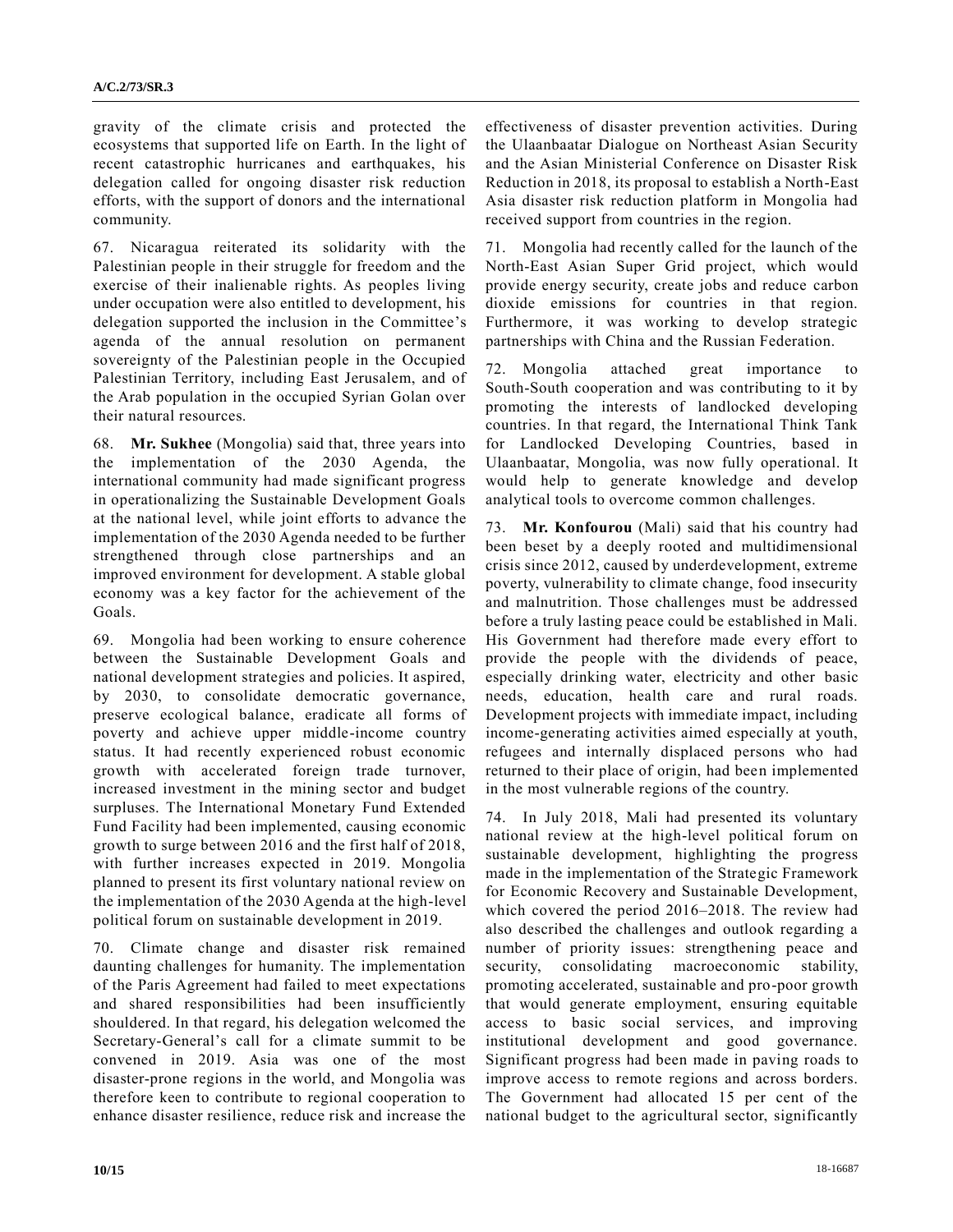gravity of the climate crisis and protected the ecosystems that supported life on Earth. In the light of recent catastrophic hurricanes and earthquakes, his delegation called for ongoing disaster risk reduction efforts, with the support of donors and the international community.

67. Nicaragua reiterated its solidarity with the Palestinian people in their struggle for freedom and the exercise of their inalienable rights. As peoples living under occupation were also entitled to development, his delegation supported the inclusion in the Committee's agenda of the annual resolution on permanent sovereignty of the Palestinian people in the Occupied Palestinian Territory, including East Jerusalem, and of the Arab population in the occupied Syrian Golan over their natural resources.

68. **Mr. Sukhee** (Mongolia) said that, three years into the implementation of the 2030 Agenda, the international community had made significant progress in operationalizing the Sustainable Development Goals at the national level, while joint efforts to advance the implementation of the 2030 Agenda needed to be further strengthened through close partnerships and an improved environment for development. A stable global economy was a key factor for the achievement of the Goals.

69. Mongolia had been working to ensure coherence between the Sustainable Development Goals and national development strategies and policies. It aspired, by 2030, to consolidate democratic governance, preserve ecological balance, eradicate all forms of poverty and achieve upper middle-income country status. It had recently experienced robust economic growth with accelerated foreign trade turnover, increased investment in the mining sector and budget surpluses. The International Monetary Fund Extended Fund Facility had been implemented, causing economic growth to surge between 2016 and the first half of 2018, with further increases expected in 2019. Mongolia planned to present its first voluntary national review on the implementation of the 2030 Agenda at the high-level political forum on sustainable development in 2019.

70. Climate change and disaster risk remained daunting challenges for humanity. The implementation of the Paris Agreement had failed to meet expectations and shared responsibilities had been insufficiently shouldered. In that regard, his delegation welcomed the Secretary-General's call for a climate summit to be convened in 2019. Asia was one of the most disaster-prone regions in the world, and Mongolia was therefore keen to contribute to regional cooperation to enhance disaster resilience, reduce risk and increase the effectiveness of disaster prevention activities. During the Ulaanbaatar Dialogue on Northeast Asian Security and the Asian Ministerial Conference on Disaster Risk Reduction in 2018, its proposal to establish a North-East Asia disaster risk reduction platform in Mongolia had received support from countries in the region.

71. Mongolia had recently called for the launch of the North-East Asian Super Grid project, which would provide energy security, create jobs and reduce carbon dioxide emissions for countries in that region. Furthermore, it was working to develop strategic partnerships with China and the Russian Federation.

72. Mongolia attached great importance to South-South cooperation and was contributing to it by promoting the interests of landlocked developing countries. In that regard, the International Think Tank for Landlocked Developing Countries, based in Ulaanbaatar, Mongolia, was now fully operational. It would help to generate knowledge and develop analytical tools to overcome common challenges.

73. **Mr. Konfourou** (Mali) said that his country had been beset by a deeply rooted and multidimensional crisis since 2012, caused by underdevelopment, extreme poverty, vulnerability to climate change, food insecurity and malnutrition. Those challenges must be addressed before a truly lasting peace could be established in Mali. His Government had therefore made every effort to provide the people with the dividends of peace, especially drinking water, electricity and other basic needs, education, health care and rural roads. Development projects with immediate impact, including income-generating activities aimed especially at youth, refugees and internally displaced persons who had returned to their place of origin, had been implemented in the most vulnerable regions of the country.

74. In July 2018, Mali had presented its voluntary national review at the high-level political forum on sustainable development, highlighting the progress made in the implementation of the Strategic Framework for Economic Recovery and Sustainable Development, which covered the period 2016–2018. The review had also described the challenges and outlook regarding a number of priority issues: strengthening peace and security, consolidating macroeconomic stability, promoting accelerated, sustainable and pro-poor growth that would generate employment, ensuring equitable access to basic social services, and improving institutional development and good governance. Significant progress had been made in paving roads to improve access to remote regions and across borders. The Government had allocated 15 per cent of the national budget to the agricultural sector, significantly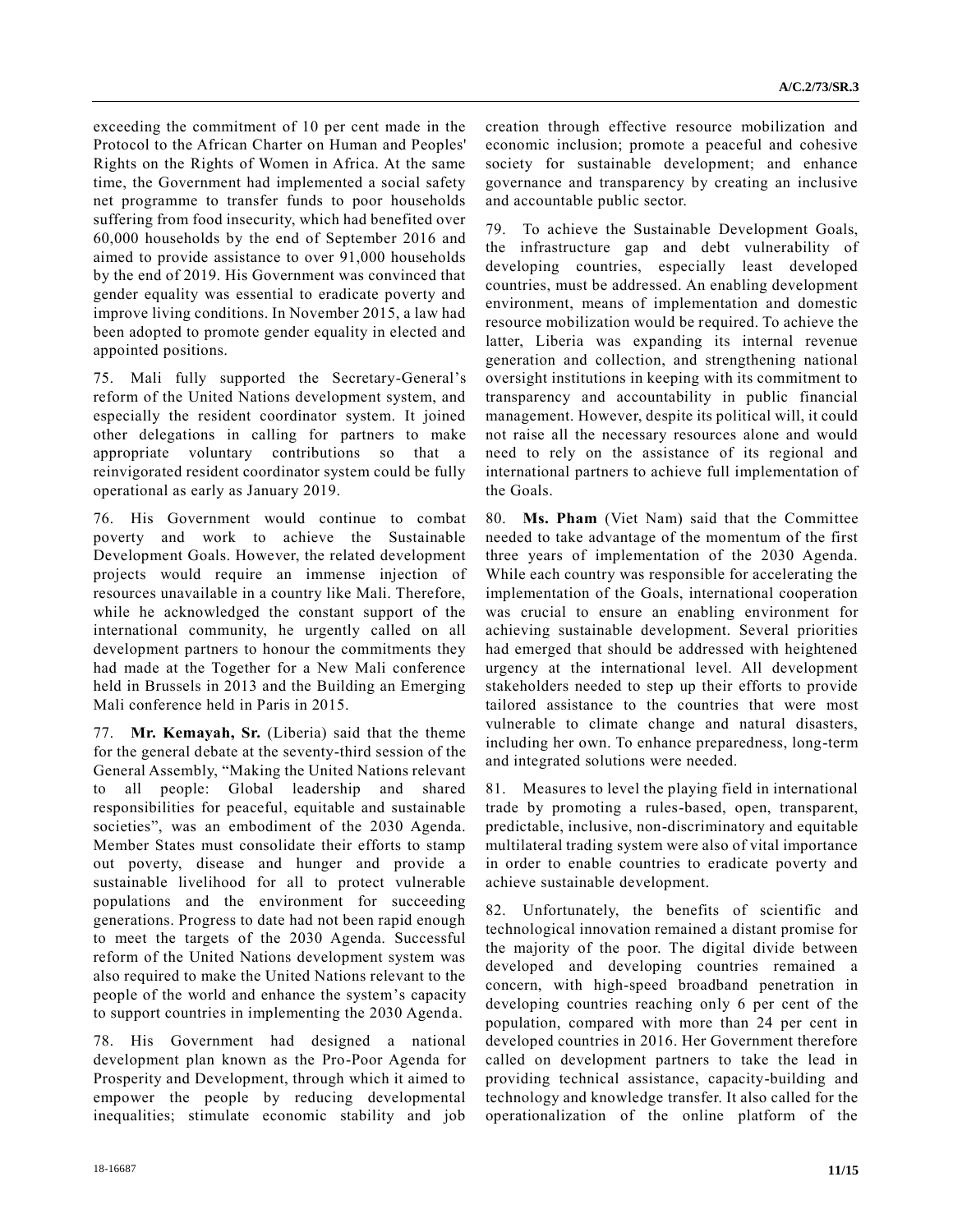exceeding the commitment of 10 per cent made in the Protocol to the African Charter on Human and Peoples' Rights on the Rights of Women in Africa. At the same time, the Government had implemented a social safety net programme to transfer funds to poor households suffering from food insecurity, which had benefited over 60,000 households by the end of September 2016 and aimed to provide assistance to over 91,000 households by the end of 2019. His Government was convinced that gender equality was essential to eradicate poverty and improve living conditions. In November 2015, a law had been adopted to promote gender equality in elected and appointed positions.

75. Mali fully supported the Secretary-General's reform of the United Nations development system, and especially the resident coordinator system. It joined other delegations in calling for partners to make appropriate voluntary contributions so that a reinvigorated resident coordinator system could be fully operational as early as January 2019.

76. His Government would continue to combat poverty and work to achieve the Sustainable Development Goals. However, the related development projects would require an immense injection of resources unavailable in a country like Mali. Therefore, while he acknowledged the constant support of the international community, he urgently called on all development partners to honour the commitments they had made at the Together for a New Mali conference held in Brussels in 2013 and the Building an Emerging Mali conference held in Paris in 2015.

77. **Mr. Kemayah, Sr.** (Liberia) said that the theme for the general debate at the seventy-third session of the General Assembly, "Making the United Nations relevant to all people: Global leadership and shared responsibilities for peaceful, equitable and sustainable societies", was an embodiment of the 2030 Agenda. Member States must consolidate their efforts to stamp out poverty, disease and hunger and provide a sustainable livelihood for all to protect vulnerable populations and the environment for succeeding generations. Progress to date had not been rapid enough to meet the targets of the 2030 Agenda. Successful reform of the United Nations development system was also required to make the United Nations relevant to the people of the world and enhance the system's capacity to support countries in implementing the 2030 Agenda.

78. His Government had designed a national development plan known as the Pro-Poor Agenda for Prosperity and Development, through which it aimed to empower the people by reducing developmental inequalities; stimulate economic stability and job creation through effective resource mobilization and economic inclusion; promote a peaceful and cohesive society for sustainable development; and enhance governance and transparency by creating an inclusive and accountable public sector.

79. To achieve the Sustainable Development Goals, the infrastructure gap and debt vulnerability of developing countries, especially least developed countries, must be addressed. An enabling development environment, means of implementation and domestic resource mobilization would be required. To achieve the latter, Liberia was expanding its internal revenue generation and collection, and strengthening national oversight institutions in keeping with its commitment to transparency and accountability in public financial management. However, despite its political will, it could not raise all the necessary resources alone and would need to rely on the assistance of its regional and international partners to achieve full implementation of the Goals.

80. **Ms. Pham** (Viet Nam) said that the Committee needed to take advantage of the momentum of the first three years of implementation of the 2030 Agenda. While each country was responsible for accelerating the implementation of the Goals, international cooperation was crucial to ensure an enabling environment for achieving sustainable development. Several priorities had emerged that should be addressed with heightened urgency at the international level. All development stakeholders needed to step up their efforts to provide tailored assistance to the countries that were most vulnerable to climate change and natural disasters, including her own. To enhance preparedness, long-term and integrated solutions were needed.

81. Measures to level the playing field in international trade by promoting a rules-based, open, transparent, predictable, inclusive, non-discriminatory and equitable multilateral trading system were also of vital importance in order to enable countries to eradicate poverty and achieve sustainable development.

82. Unfortunately, the benefits of scientific and technological innovation remained a distant promise for the majority of the poor. The digital divide between developed and developing countries remained a concern, with high-speed broadband penetration in developing countries reaching only 6 per cent of the population, compared with more than 24 per cent in developed countries in 2016. Her Government therefore called on development partners to take the lead in providing technical assistance, capacity-building and technology and knowledge transfer. It also called for the operationalization of the online platform of the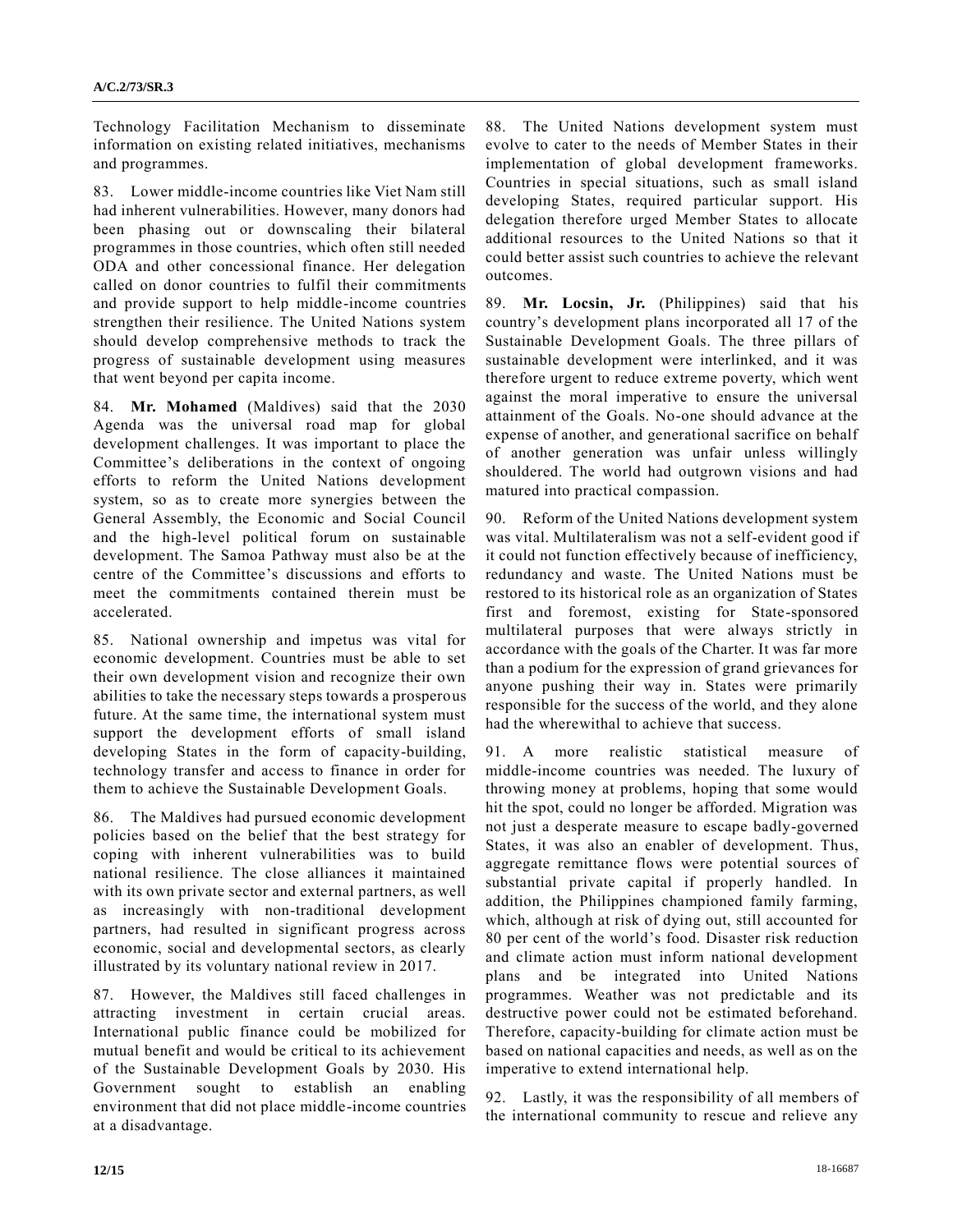Technology Facilitation Mechanism to disseminate information on existing related initiatives, mechanisms and programmes.

83. Lower middle-income countries like Viet Nam still had inherent vulnerabilities. However, many donors had been phasing out or downscaling their bilateral programmes in those countries, which often still needed ODA and other concessional finance. Her delegation called on donor countries to fulfil their commitments and provide support to help middle-income countries strengthen their resilience. The United Nations system should develop comprehensive methods to track the progress of sustainable development using measures that went beyond per capita income.

84. **Mr. Mohamed** (Maldives) said that the 2030 Agenda was the universal road map for global development challenges. It was important to place the Committee's deliberations in the context of ongoing efforts to reform the United Nations development system, so as to create more synergies between the General Assembly, the Economic and Social Council and the high-level political forum on sustainable development. The Samoa Pathway must also be at the centre of the Committee's discussions and efforts to meet the commitments contained therein must be accelerated.

85. National ownership and impetus was vital for economic development. Countries must be able to set their own development vision and recognize their own abilities to take the necessary steps towards a prosperous future. At the same time, the international system must support the development efforts of small island developing States in the form of capacity-building, technology transfer and access to finance in order for them to achieve the Sustainable Development Goals.

86. The Maldives had pursued economic development policies based on the belief that the best strategy for coping with inherent vulnerabilities was to build national resilience. The close alliances it maintained with its own private sector and external partners, as well as increasingly with non-traditional development partners, had resulted in significant progress across economic, social and developmental sectors, as clearly illustrated by its voluntary national review in 2017.

87. However, the Maldives still faced challenges in attracting investment in certain crucial areas. International public finance could be mobilized for mutual benefit and would be critical to its achievement of the Sustainable Development Goals by 2030. His Government sought to establish an enabling environment that did not place middle-income countries at a disadvantage.

88. The United Nations development system must evolve to cater to the needs of Member States in their implementation of global development frameworks. Countries in special situations, such as small island developing States, required particular support. His delegation therefore urged Member States to allocate additional resources to the United Nations so that it could better assist such countries to achieve the relevant outcomes.

89. **Mr. Locsin, Jr.** (Philippines) said that his country's development plans incorporated all 17 of the Sustainable Development Goals. The three pillars of sustainable development were interlinked, and it was therefore urgent to reduce extreme poverty, which went against the moral imperative to ensure the universal attainment of the Goals. No-one should advance at the expense of another, and generational sacrifice on behalf of another generation was unfair unless willingly shouldered. The world had outgrown visions and had matured into practical compassion.

90. Reform of the United Nations development system was vital. Multilateralism was not a self-evident good if it could not function effectively because of inefficiency, redundancy and waste. The United Nations must be restored to its historical role as an organization of States first and foremost, existing for State-sponsored multilateral purposes that were always strictly in accordance with the goals of the Charter. It was far more than a podium for the expression of grand grievances for anyone pushing their way in. States were primarily responsible for the success of the world, and they alone had the wherewithal to achieve that success.

91. A more realistic statistical measure of middle-income countries was needed. The luxury of throwing money at problems, hoping that some would hit the spot, could no longer be afforded. Migration was not just a desperate measure to escape badly-governed States, it was also an enabler of development. Thus, aggregate remittance flows were potential sources of substantial private capital if properly handled. In addition, the Philippines championed family farming, which, although at risk of dying out, still accounted for 80 per cent of the world's food. Disaster risk reduction and climate action must inform national development plans and be integrated into United Nations programmes. Weather was not predictable and its destructive power could not be estimated beforehand. Therefore, capacity-building for climate action must be based on national capacities and needs, as well as on the imperative to extend international help.

92. Lastly, it was the responsibility of all members of the international community to rescue and relieve any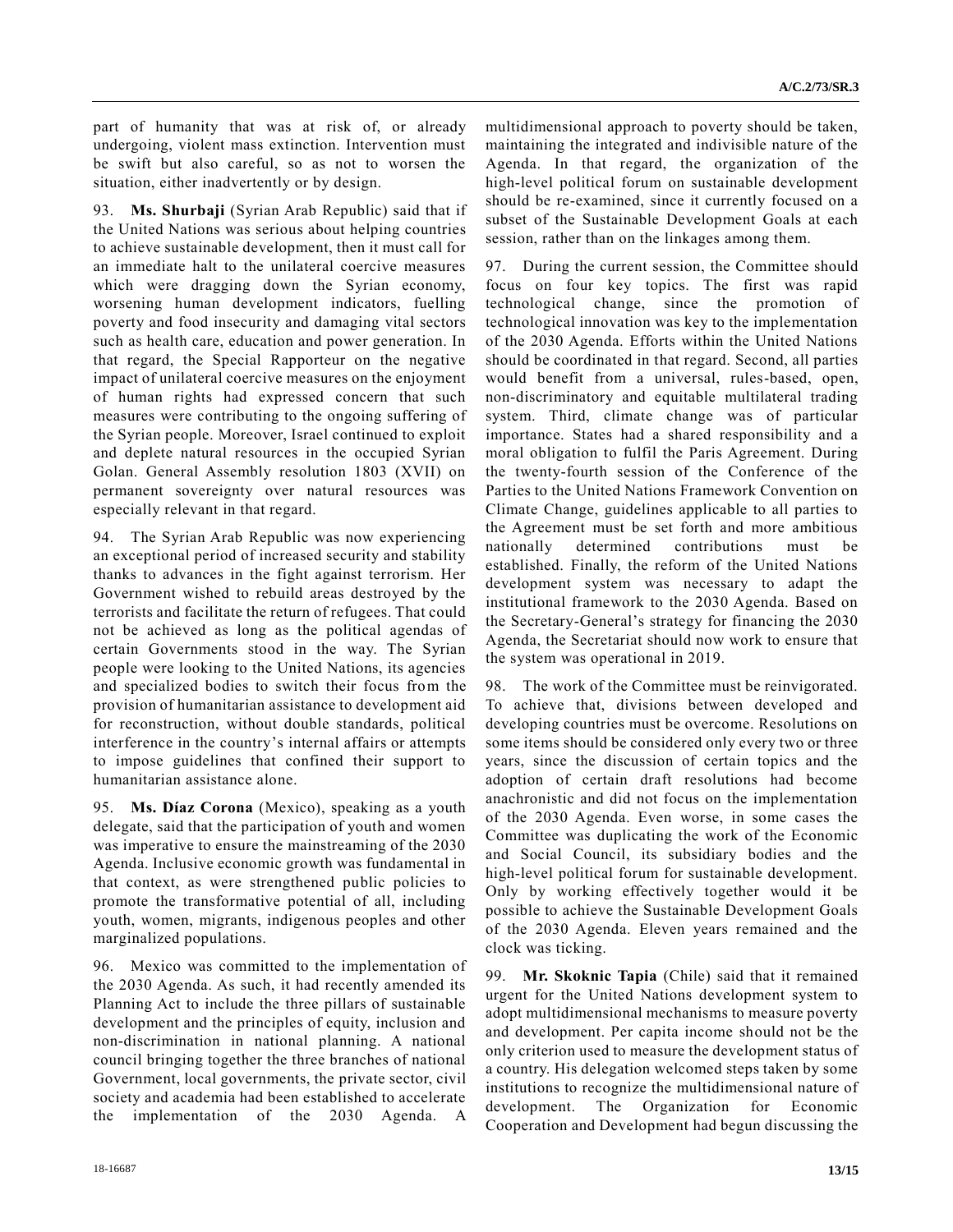part of humanity that was at risk of, or already undergoing, violent mass extinction. Intervention must be swift but also careful, so as not to worsen the situation, either inadvertently or by design.

93. **Ms. Shurbaji** (Syrian Arab Republic) said that if the United Nations was serious about helping countries to achieve sustainable development, then it must call for an immediate halt to the unilateral coercive measures which were dragging down the Syrian economy, worsening human development indicators, fuelling poverty and food insecurity and damaging vital sectors such as health care, education and power generation. In that regard, the Special Rapporteur on the negative impact of unilateral coercive measures on the enjoyment of human rights had expressed concern that such measures were contributing to the ongoing suffering of the Syrian people. Moreover, Israel continued to exploit and deplete natural resources in the occupied Syrian Golan. General Assembly resolution 1803 (XVII) on permanent sovereignty over natural resources was especially relevant in that regard.

94. The Syrian Arab Republic was now experiencing an exceptional period of increased security and stability thanks to advances in the fight against terrorism. Her Government wished to rebuild areas destroyed by the terrorists and facilitate the return of refugees. That could not be achieved as long as the political agendas of certain Governments stood in the way. The Syrian people were looking to the United Nations, its agencies and specialized bodies to switch their focus from the provision of humanitarian assistance to development aid for reconstruction, without double standards, political interference in the country's internal affairs or attempts to impose guidelines that confined their support to humanitarian assistance alone.

95. **Ms. Díaz Corona** (Mexico), speaking as a youth delegate, said that the participation of youth and women was imperative to ensure the mainstreaming of the 2030 Agenda. Inclusive economic growth was fundamental in that context, as were strengthened public policies to promote the transformative potential of all, including youth, women, migrants, indigenous peoples and other marginalized populations.

96. Mexico was committed to the implementation of the 2030 Agenda. As such, it had recently amended its Planning Act to include the three pillars of sustainable development and the principles of equity, inclusion and non-discrimination in national planning. A national council bringing together the three branches of national Government, local governments, the private sector, civil society and academia had been established to accelerate the implementation of the 2030 Agenda. A multidimensional approach to poverty should be taken, maintaining the integrated and indivisible nature of the Agenda. In that regard, the organization of the high-level political forum on sustainable development should be re-examined, since it currently focused on a subset of the Sustainable Development Goals at each session, rather than on the linkages among them.

97. During the current session, the Committee should focus on four key topics. The first was rapid technological change, since the promotion of technological innovation was key to the implementation of the 2030 Agenda. Efforts within the United Nations should be coordinated in that regard. Second, all parties would benefit from a universal, rules-based, open, non-discriminatory and equitable multilateral trading system. Third, climate change was of particular importance. States had a shared responsibility and a moral obligation to fulfil the Paris Agreement. During the twenty-fourth session of the Conference of the Parties to the United Nations Framework Convention on Climate Change, guidelines applicable to all parties to the Agreement must be set forth and more ambitious nationally determined contributions must be established. Finally, the reform of the United Nations development system was necessary to adapt the institutional framework to the 2030 Agenda. Based on the Secretary-General's strategy for financing the 2030 Agenda, the Secretariat should now work to ensure that the system was operational in 2019.

98. The work of the Committee must be reinvigorated. To achieve that, divisions between developed and developing countries must be overcome. Resolutions on some items should be considered only every two or three years, since the discussion of certain topics and the adoption of certain draft resolutions had become anachronistic and did not focus on the implementation of the 2030 Agenda. Even worse, in some cases the Committee was duplicating the work of the Economic and Social Council, its subsidiary bodies and the high-level political forum for sustainable development. Only by working effectively together would it be possible to achieve the Sustainable Development Goals of the 2030 Agenda. Eleven years remained and the clock was ticking.

99. **Mr. Skoknic Tapia** (Chile) said that it remained urgent for the United Nations development system to adopt multidimensional mechanisms to measure poverty and development. Per capita income should not be the only criterion used to measure the development status of a country. His delegation welcomed steps taken by some institutions to recognize the multidimensional nature of development. The Organization for Economic Cooperation and Development had begun discussing the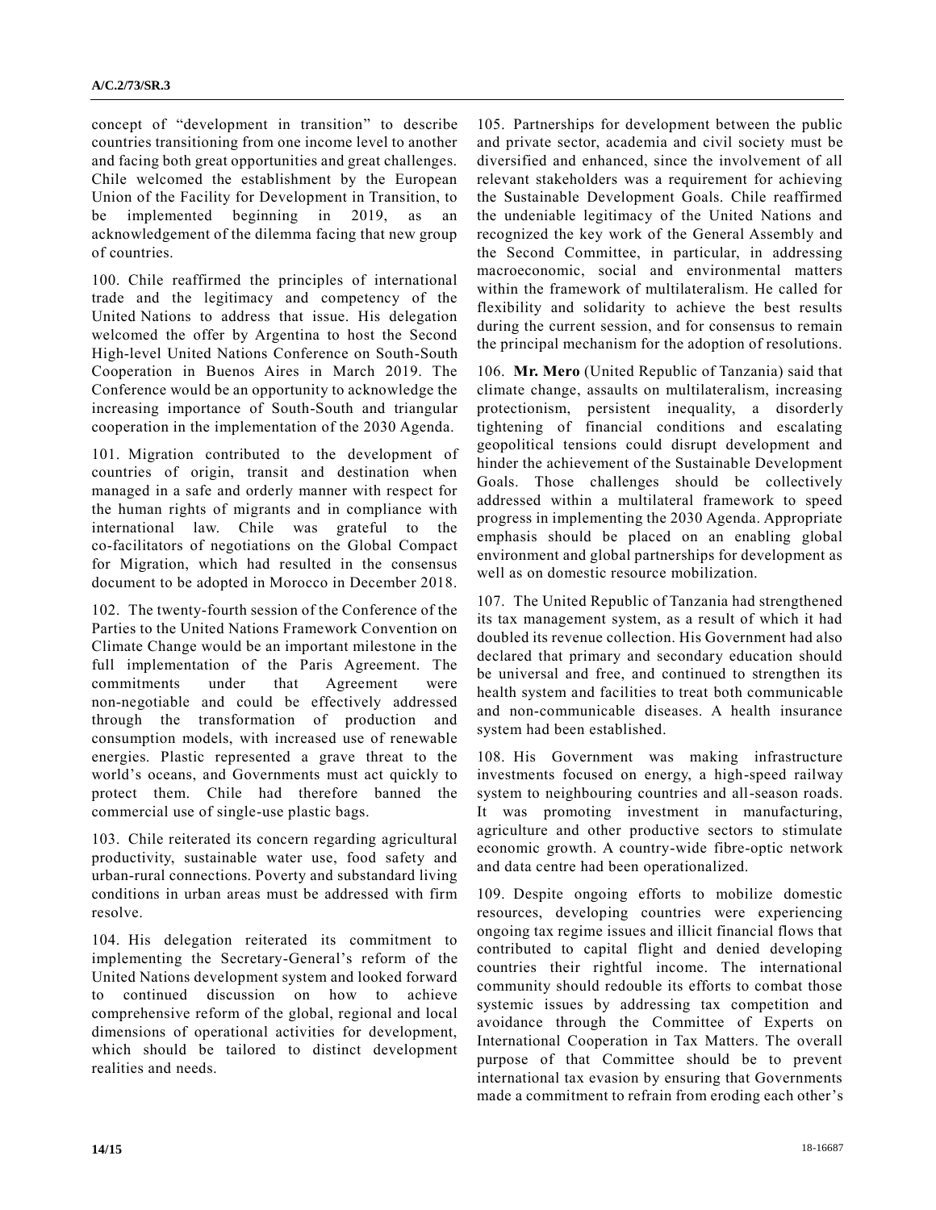concept of "development in transition" to describe countries transitioning from one income level to another and facing both great opportunities and great challenges. Chile welcomed the establishment by the European Union of the Facility for Development in Transition, to be implemented beginning in 2019, as an acknowledgement of the dilemma facing that new group of countries.

100. Chile reaffirmed the principles of international trade and the legitimacy and competency of the United Nations to address that issue. His delegation welcomed the offer by Argentina to host the Second High-level United Nations Conference on South-South Cooperation in Buenos Aires in March 2019. The Conference would be an opportunity to acknowledge the increasing importance of South-South and triangular cooperation in the implementation of the 2030 Agenda.

101. Migration contributed to the development of countries of origin, transit and destination when managed in a safe and orderly manner with respect for the human rights of migrants and in compliance with international law. Chile was grateful to the co-facilitators of negotiations on the Global Compact for Migration, which had resulted in the consensus document to be adopted in Morocco in December 2018.

102. The twenty-fourth session of the Conference of the Parties to the United Nations Framework Convention on Climate Change would be an important milestone in the full implementation of the Paris Agreement. The commitments under that Agreement were non-negotiable and could be effectively addressed through the transformation of production and consumption models, with increased use of renewable energies. Plastic represented a grave threat to the world's oceans, and Governments must act quickly to protect them. Chile had therefore banned the commercial use of single-use plastic bags.

103. Chile reiterated its concern regarding agricultural productivity, sustainable water use, food safety and urban-rural connections. Poverty and substandard living conditions in urban areas must be addressed with firm resolve.

104. His delegation reiterated its commitment to implementing the Secretary-General's reform of the United Nations development system and looked forward to continued discussion on how to achieve comprehensive reform of the global, regional and local dimensions of operational activities for development, which should be tailored to distinct development realities and needs.

105. Partnerships for development between the public and private sector, academia and civil society must be diversified and enhanced, since the involvement of all relevant stakeholders was a requirement for achieving the Sustainable Development Goals. Chile reaffirmed the undeniable legitimacy of the United Nations and recognized the key work of the General Assembly and the Second Committee, in particular, in addressing macroeconomic, social and environmental matters within the framework of multilateralism. He called for flexibility and solidarity to achieve the best results during the current session, and for consensus to remain the principal mechanism for the adoption of resolutions.

106. **Mr. Mero** (United Republic of Tanzania) said that climate change, assaults on multilateralism, increasing protectionism, persistent inequality, a disorderly tightening of financial conditions and escalating geopolitical tensions could disrupt development and hinder the achievement of the Sustainable Development Goals. Those challenges should be collectively addressed within a multilateral framework to speed progress in implementing the 2030 Agenda. Appropriate emphasis should be placed on an enabling global environment and global partnerships for development as well as on domestic resource mobilization.

107. The United Republic of Tanzania had strengthened its tax management system, as a result of which it had doubled its revenue collection. His Government had also declared that primary and secondary education should be universal and free, and continued to strengthen its health system and facilities to treat both communicable and non-communicable diseases. A health insurance system had been established.

108. His Government was making infrastructure investments focused on energy, a high-speed railway system to neighbouring countries and all-season roads. It was promoting investment in manufacturing, agriculture and other productive sectors to stimulate economic growth. A country-wide fibre-optic network and data centre had been operationalized.

109. Despite ongoing efforts to mobilize domestic resources, developing countries were experiencing ongoing tax regime issues and illicit financial flows that contributed to capital flight and denied developing countries their rightful income. The international community should redouble its efforts to combat those systemic issues by addressing tax competition and avoidance through the Committee of Experts on International Cooperation in Tax Matters. The overall purpose of that Committee should be to prevent international tax evasion by ensuring that Governments made a commitment to refrain from eroding each other's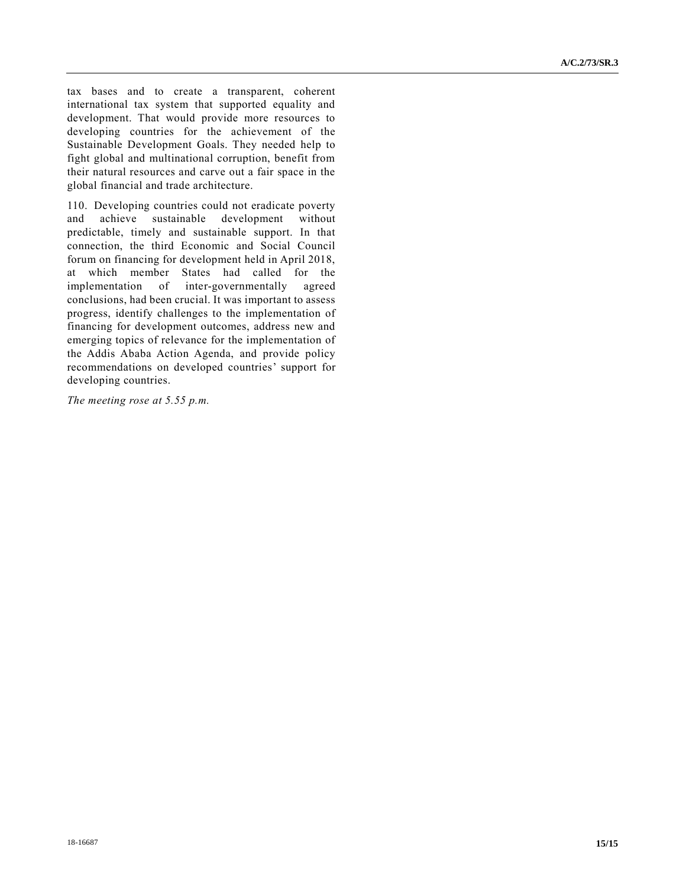tax bases and to create a transparent, coherent international tax system that supported equality and development. That would provide more resources to developing countries for the achievement of the Sustainable Development Goals. They needed help to fight global and multinational corruption, benefit from their natural resources and carve out a fair space in the global financial and trade architecture.

110. Developing countries could not eradicate poverty and achieve sustainable development without predictable, timely and sustainable support. In that connection, the third Economic and Social Council forum on financing for development held in April 2018, at which member States had called for the implementation of inter-governmentally agreed conclusions, had been crucial. It was important to assess progress, identify challenges to the implementation of financing for development outcomes, address new and emerging topics of relevance for the implementation of the Addis Ababa Action Agenda, and provide policy recommendations on developed countries' support for developing countries.

*The meeting rose at 5.55 p.m.*